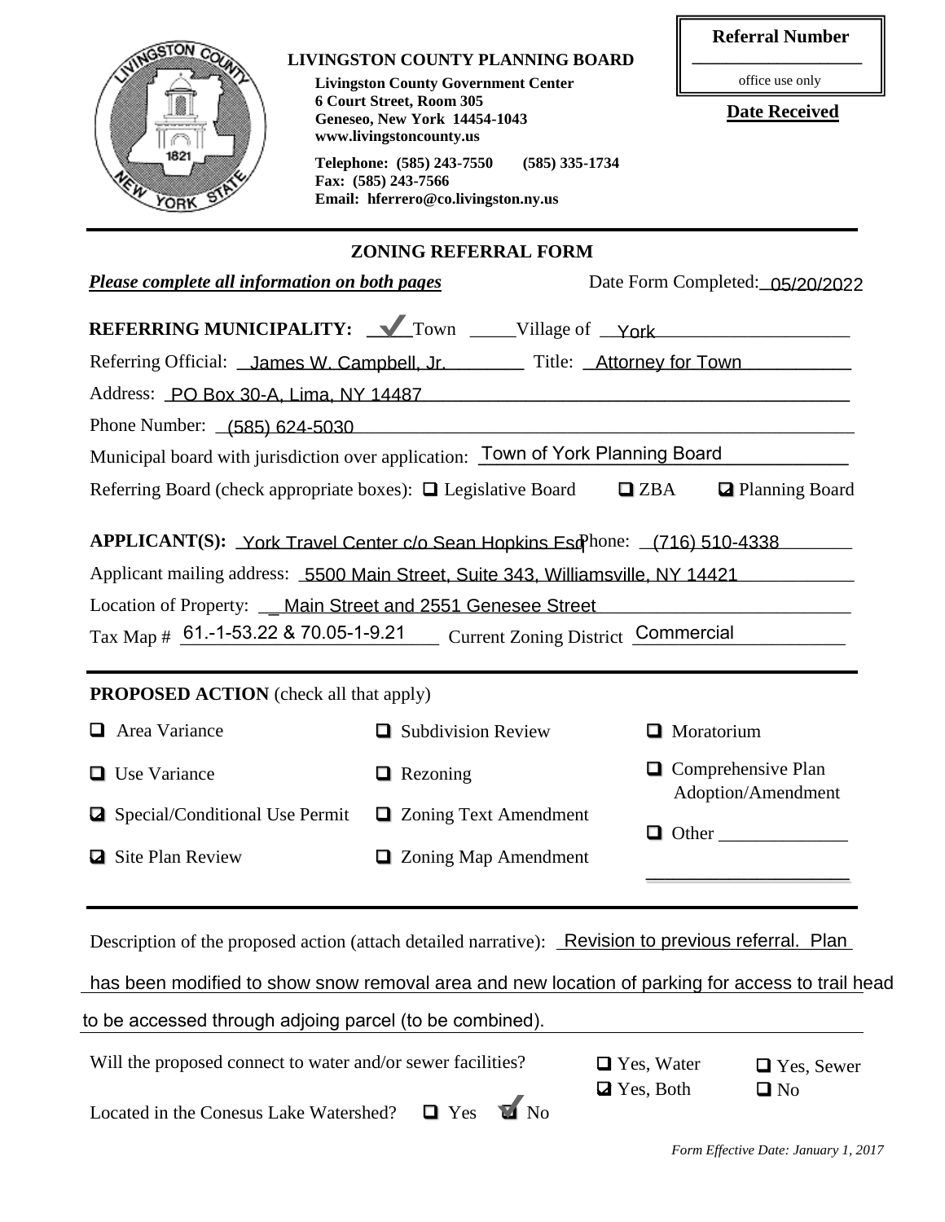**LIVINGSTON COUNTY PLANNING BOARD**

**Livingston County Government Center**
**6 Court Street, Room 305**
**Geneseo, New York 14454-1043**
**www.livingstoncounty.us**

**Telephone: (585) 243-7550 (585) 335-1734**
**Fax: (585) 243-7566**
**Email: hferrero@co.livingston.ny.us**

**Referral Number**

___________________

office use only

**Date Received**

## ZONING REFERRAL FORM

***Please complete all information on both pages*** Date Form Completed: 05/20/2022

**REFERRING MUNICIPALITY:** ✔ Town _____Village of York

Referring Official: James W. Campbell, Jr. Title: Attorney for Town

Address: PO Box 30-A, Lima, NY 14487

Phone Number: (585) 624-5030

Municipal board with jurisdiction over application: Town of York Planning Board

Referring Board (check appropriate boxes): ☐ Legislative Board ☐ ZBA ☑ Planning Board

**APPLICANT(S):** York Travel Center c/o Sean Hopkins Esq Phone: (716) 510-4338

Applicant mailing address: 5500 Main Street, Suite 343, Williamsville, NY 14421

Location of Property: Main Street and 2551 Genesee Street

Tax Map # 61.-1-53.22 & 70.05-1-9.21 Current Zoning District Commercial

**PROPOSED ACTION** (check all that apply)

- ☐ Area Variance
- ☐ Use Variance
- ☑ Special/Conditional Use Permit
- ☑ Site Plan Review
- ☐ Subdivision Review
- ☐ Rezoning
- ☐ Zoning Text Amendment
- ☐ Zoning Map Amendment
- ☐ Moratorium
- ☐ Comprehensive Plan Adoption/Amendment
- ☐ Other ______________

Description of the proposed action (attach detailed narrative): Revision to previous referral. Plan has been modified to show snow removal area and new location of parking for access to trail head to be accessed through adjoining parcel (to be combined).

Will the proposed connect to water and/or sewer facilities? ☐ Yes, Water ☐ Yes, Sewer ☑ Yes, Both ☐ No

Located in the Conesus Lake Watershed? ☐ Yes ✔ No

*Form Effective Date: January 1, 2017*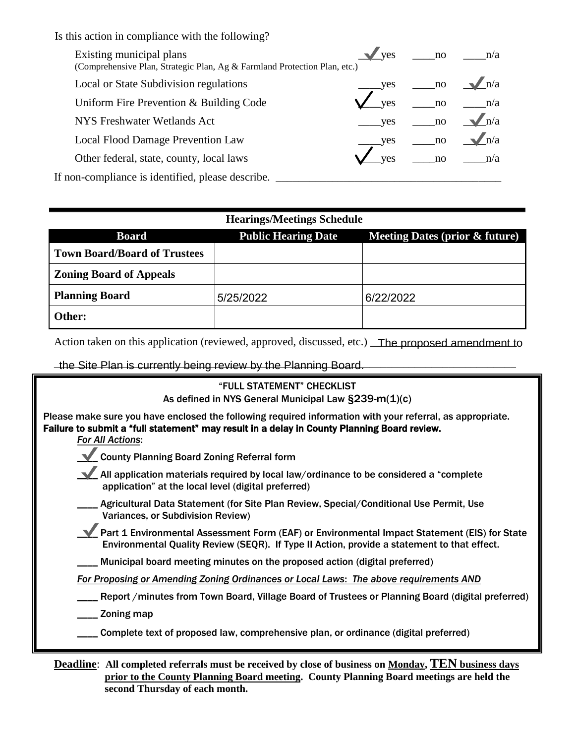Is this action in compliance with the following?

| | | | |
|---|---|---|---|
| Existing municipal plans (Comprehensive Plan, Strategic Plan, Ag & Farmland Protection Plan, etc.) | ✓ yes | ____no | ____n/a |
| Local or State Subdivision regulations | ____yes | ____no | ✓ n/a |
| Uniform Fire Prevention & Building Code | ✓ yes | ____no | ____n/a |
| NYS Freshwater Wetlands Act | ____yes | ____no | ✓ n/a |
| Local Flood Damage Prevention Law | ____yes | ____no | ✓ n/a |
| Other federal, state, county, local laws | ✓ yes | ____no | ____n/a |

If non-compliance is identified, please describe. ________________________________________

## Hearings/Meetings Schedule

| Board | Public Hearing Date | Meeting Dates (prior & future) |
|---|---|---|
| **Town Board/Board of Trustees** | | |
| **Zoning Board of Appeals** | | |
| **Planning Board** | 5/25/2022 | 6/22/2022 |
| **Other:** | | |

Action taken on this application (reviewed, approved, discussed, etc.) The proposed amendment to the Site Plan is currently being review by the Planning Board.

### "FULL STATEMENT" CHECKLIST

As defined in NYS General Municipal Law §239-m(1)(c)

Please make sure you have enclosed the following required information with your referral, as appropriate. **Failure to submit a "full statement" may result in a delay in County Planning Board review.**

*For All Actions*:

- ✓ County Planning Board Zoning Referral form
- ✓ All application materials required by local law/ordinance to be considered a "complete application" at the local level (digital preferred)
- ____ Agricultural Data Statement (for Site Plan Review, Special/Conditional Use Permit, Use Variances, or Subdivision Review)
- ✓ Part 1 Environmental Assessment Form (EAF) or Environmental Impact Statement (EIS) for State Environmental Quality Review (SEQR). If Type II Action, provide a statement to that effect.
- ____ Municipal board meeting minutes on the proposed action (digital preferred)

*For Proposing or Amending Zoning Ordinances or Local Laws: The above requirements AND*

- ____ Report /minutes from Town Board, Village Board of Trustees or Planning Board (digital preferred)
- ____ Zoning map
- ____ Complete text of proposed law, comprehensive plan, or ordinance (digital preferred)

**Deadline**: **All completed referrals must be received by close of business on Monday, TEN business days prior to the County Planning Board meeting. County Planning Board meetings are held the second Thursday of each month.**